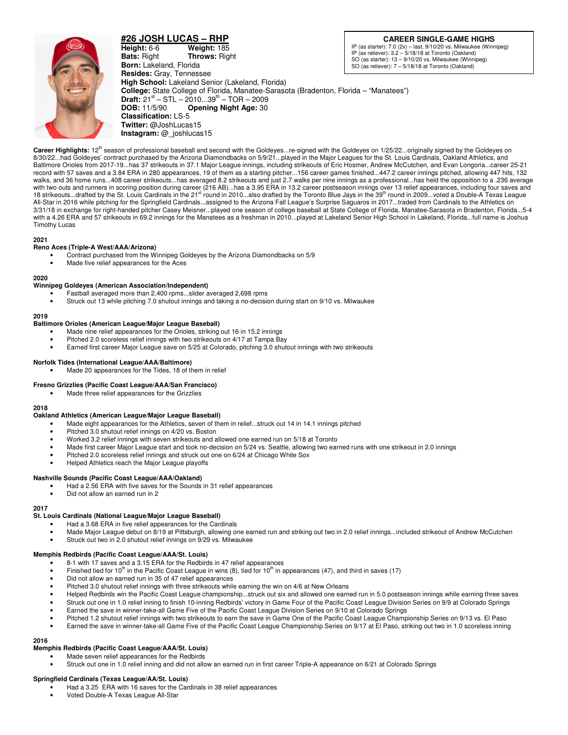# #26 JOSH LUCAS – RHP

**Height:** 6-6 **Weight:** 185
**Bats:** Right **Throws:** Right
**Born:** Lakeland, Florida
**Resides:** Gray, Tennessee
**High School:** Lakeland Senior (Lakeland, Florida)
**College:** State College of Florida, Manatee-Sarasota (Bradenton, Florida – "Manatees")
**Draft:** 21st – STL – 2010...39th – TOR – 2009
**DOB:** 11/5/90 **Opening Night Age:** 30
**Classification:** LS-5
**Twitter:** @JoshLucas15
**Instagram:** @_joshlucas15

**CAREER SINGLE-GAME HIGHS**

IP (as starter): 7.0 (2x) – last, 9/10/20 vs. Milwaukee (Winnipeg)
IP (as reliever): 3.2 – 5/18/18 at Toronto (Oakland)
SO (as starter): 13 – 9/10/20 vs. Milwaukee (Winnipeg)
SO (as reliever): 7 – 5/18/18 at Toronto (Oakland)

**Career Highlights:** 12th season of professional baseball and second with the Goldeyes...re-signed with the Goldeyes on 1/25/22...originally signed by the Goldeyes on 8/30/22...had Goldeyes' contract purchased by the Arizona Diamondbacks on 5/9/21...played in the Major Leagues for the St. Louis Cardinals, Oakland Athletics, and Baltimore Orioles from 2017-19...has 37 strikeouts in 37.1 Major League innings, including strikeouts of Eric Hosmer, Andrew McCutchen, and Evan Longoria...career 25-21 record with 57 saves and a 3.84 ERA in 280 appearances, 19 of them as a starting pitcher...156 career games finished...447.2 career innings pitched, allowing 447 hits, 132 walks, and 36 home runs...408 career strikeouts...has averaged 8.2 strikeouts and just 2.7 walks per nine innings as a professional...has held the opposition to a .236 average with two outs and runners in scoring position during career (216 AB)...has a 3.95 ERA in 13.2 career postseason innings over 13 relief appearances, including four saves and 18 strikeouts...drafted by the St. Louis Cardinals in the 21st round in 2010...also drafted by the Toronto Blue Jays in the 39th round in 2009...voted a Double-A Texas League All-Star in 2016 while pitching for the Springfield Cardinals...assigned to the Arizona Fall League's Surprise Saguaros in 2017...traded from Cardinals to the Athletics on 3/31/18 in exchange for right-handed pitcher Casey Meisner...played one season of college baseball at State College of Florida, Manatee-Sarasota in Bradenton, Florida...5-4 with a 4.26 ERA and 57 strikeouts in 69.2 innings for the Manatees as a freshman in 2010...played at Lakeland Senior High School in Lakeland, Florida...full name is Joshua Timothy Lucas

## 2021

**Reno Aces (Triple-A West/AAA/Arizona)**
- Contract purchased from the Winnipeg Goldeyes by the Arizona Diamondbacks on 5/9
- Made five relief appearances for the Aces

## 2020

**Winnipeg Goldeyes (American Association/Independent)**
- Fastball averaged more than 2,400 rpms...slider averaged 2,698 rpms
- Struck out 13 while pitching 7.0 shutout innings and taking a no-decision during start on 9/10 vs. Milwaukee

## 2019

**Baltimore Orioles (American League/Major League Baseball)**
- Made nine relief appearances for the Orioles, striking out 16 in 15.2 innings
- Pitched 2.0 scoreless relief innings with two strikeouts on 4/17 at Tampa Bay
- Earned first career Major League save on 5/25 at Colorado, pitching 3.0 shutout innings with two strikeouts

**Norfolk Tides (International League/AAA/Baltimore)**
- Made 20 appearances for the Tides, 18 of them in relief

**Fresno Grizzlies (Pacific Coast League/AAA/San Francisco)**
- Made three relief appearances for the Grizzlies

## 2018

**Oakland Athletics (American League/Major League Baseball)**
- Made eight appearances for the Athletics, seven of them in relief...struck out 14 in 14.1 innings pitched
- Pitched 3.0 shutout relief innings on 4/20 vs. Boston
- Worked 3.2 relief innings with seven strikeouts and allowed one earned run on 5/18 at Toronto
- Made first career Major League start and took no-decision on 5/24 vs. Seattle, allowing two earned runs with one strikeout in 2.0 innings
- Pitched 2.0 scoreless relief innings and struck out one on 6/24 at Chicago White Sox
- Helped Athletics reach the Major League playoffs

**Nashville Sounds (Pacific Coast League/AAA/Oakland)**
- Had a 2.56 ERA with five saves for the Sounds in 31 relief appearances
- Did not allow an earned run in 2

## 2017

**St. Louis Cardinals (National League/Major League Baseball)**
- Had a 3.68 ERA in five relief appearances for the Cardinals
- Made Major League debut on 8/19 at Pittsburgh, allowing one earned run and striking out two in 2.0 relief innings...included strikeout of Andrew McCutchen
- Struck out two in 2.0 shutout relief innings on 9/29 vs. Milwaukee

**Memphis Redbirds (Pacific Coast League/AAA/St. Louis)**
- 8-1 with 17 saves and a 3.15 ERA for the Redbirds in 47 relief appearances
- Finished tied for 10th in the Pacific Coast League in wins (8), tied for 10th in appearances (47), and third in saves (17)
- Did not allow an earned run in 35 of 47 relief appearances
- Pitched 3.0 shutout relief innings with three strikeouts while earning the win on 4/6 at New Orleans
- Helped Redbirds win the Pacific Coast League championship...struck out six and allowed one earned run in 5.0 postseason innings while earning three saves
- Struck out one in 1.0 relief inning to finish 10-inning Redbirds' victory in Game Four of the Pacific Coast League Division Series on 9/9 at Colorado Springs
- Earned the save in winner-take-all Game Five of the Pacific Coast League Division Series on 9/10 at Colorado Springs
- Pitched 1.2 shutout relief innings with two strikeouts to earn the save in Game One of the Pacific Coast League Championship Series on 9/13 vs. El Paso
- Earned the save in winner-take-all Game Five of the Pacific Coast League Championship Series on 9/17 at El Paso, striking out two in 1.0 scoreless inning

## 2016

**Memphis Redbirds (Pacific Coast League/AAA/St. Louis)**
- Made seven relief appearances for the Redbirds
- Struck out one in 1.0 relief inning and did not allow an earned run in first career Triple-A appearance on 6/21 at Colorado Springs

**Springfield Cardinals (Texas League/AA/St. Louis)**
- Had a 3.25 ERA with 16 saves for the Cardinals in 38 relief appearances
- Voted Double-A Texas League All-Star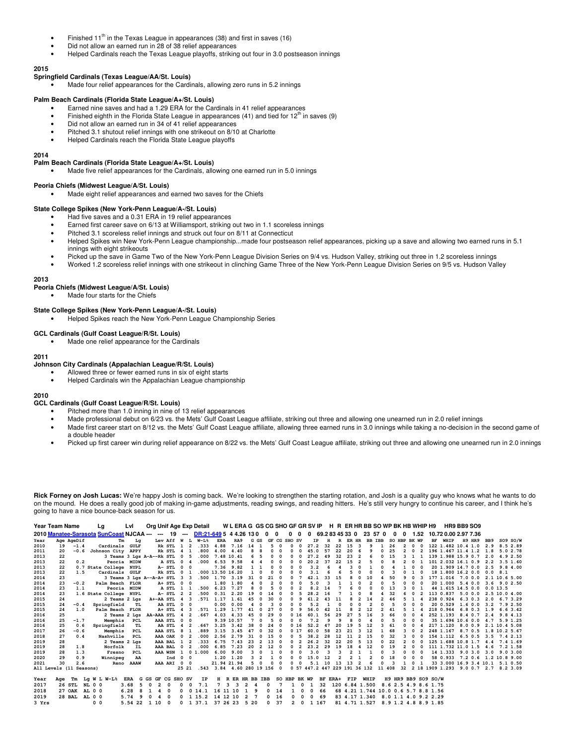- Finished 11th in the Texas League in appearances (38) and first in saves (16)
- Did not allow an earned run in 28 of 38 relief appearances
- Helped Cardinals reach the Texas League playoffs, striking out four in 3.0 postseason innings

**2015**

**Springfield Cardinals (Texas League/AA/St. Louis)**

- Made four relief appearances for the Cardinals, allowing zero runs in 5.2 innings

**Palm Beach Cardinals (Florida State League/A+/St. Louis)**

- Earned nine saves and had a 1.29 ERA for the Cardinals in 41 relief appearances
- Finished eighth in the Florida State League in appearances (41) and tied for 12th in saves (9)
- Did not allow an earned run in 34 of 41 relief appearances
- Pitched 3.1 shutout relief innings with one strikeout on 8/10 at Charlotte
- Helped Cardinals reach the Florida State League playoffs

**2014**

**Palm Beach Cardinals (Florida State League/A+/St. Louis)**

- Made five relief appearances for the Cardinals, allowing one earned run in 5.0 innings

**Peoria Chiefs (Midwest League/A/St. Louis)**

- Made eight relief appearances and earned two saves for the Chiefs

**State College Spikes (New York-Penn League/A-/St. Louis)**

- Had five saves and a 0.31 ERA in 19 relief appearances
- Earned first career save on 6/13 at Williamsport, striking out two in 1.1 scoreless innings
- Pitched 3.1 scoreless relief innings and struck out four on 8/11 at Connecticut
- Helped Spikes win New York-Penn League championship...made four postseason relief appearances, picking up a save and allowing two earned runs in 5.1 innings with eight strikeouts
- Picked up the save in Game Two of the New York-Penn League Division Series on 9/4 vs. Hudson Valley, striking out three in 1.2 scoreless innings
- Worked 1.2 scoreless relief innings with one strikeout in clinching Game Three of the New York-Penn League Division Series on 9/5 vs. Hudson Valley

**2013**

**Peoria Chiefs (Midwest League/A/St. Louis)**

- Made four starts for the Chiefs

**State College Spikes (New York-Penn League/A-/St. Louis)**

- Helped Spikes reach the New York-Penn League Championship Series

**GCL Cardinals (Gulf Coast League/R/St. Louis)**

- Made one relief appearance for the Cardinals

**2011**

**Johnson City Cardinals (Appalachian League/R/St. Louis)**

- Allowed three or fewer earned runs in six of eight starts
- Helped Cardinals win the Appalachian League championship

**2010**

**GCL Cardinals (Gulf Coast League/R/St. Louis)**

- Pitched more than 1.0 inning in nine of 13 relief appearances
- Made professional debut on 6/23 vs. the Mets' Gulf Coast League affiliate, striking out three and allowing one unearned run in 2.0 innings
- Made first career start on 8/12 vs. the Mets' Gulf Coast League affiliate, allowing three earned runs in 3.0 innings while taking a no-decision in the second game of a double header
- Picked up first career win during relief appearance on 8/22 vs. the Mets' Gulf Coast League affiliate, striking out three and allowing one unearned run in 2.0 innings

**Rick Forney on Josh Lucas:** We're happy Josh is coming back. We're looking to strengthen the starting rotation, and Josh is a quality guy who knows what he wants to do on the mound. He does a really good job of making in-game adjustments, reading swings, and reading hitters. He's still very hungry to continue his career, and I think he's going to have a nice bounce-back season for us.

| Year | Team Name | Lg | Lvl | Org | Unif | Age | Exp | Detail | W | L | ERA | G | GS | CG | SHO | GF | GR | SV | IP | H | R | ER | HR | BB | SO | WP | BK | HB | WHIP | H9 | HR9 | BB9 | SO9 |
|---|---|---|---|---|---|---|---|---|---|---|---|---|---|---|---|---|---|---|---|---|---|---|---|---|---|---|---|---|---|---|---|---|---|
| 2010 | Manatee-Sarasota SunCoast | NJCAA | --- | --- | 19 | --- | | DR:21-649 | 5 | 4 | 4.26 | 13 | 0 | 0 | 0 | 0 | 0 | 0 | 69.2 | 83 | 45 | 33 | 0 | 23 | 57 | 0 | 0 | 0 | 1.52 | 10.72 | 0.00 | 2.97 | 7.36 |

| Year | Age | AgeDif | Tm | Lg | Lev | Aff | W | L | W-L% | ERA | RA9 | G | GS | GF | CG | SHO | SV | IP | H | R | ER | HR | BB | IBB | SO | HBP | BK | WP | BF | WHIP | H9 | HR9 | BB9 | SO9 | SO/W |
|---|---|---|---|---|---|---|---|---|---|---|---|---|---|---|---|---|---|---|---|---|---|---|---|---|---|---|---|---|---|---|---|---|---|---|---|
| 2010 | 19 | -1.4 | Cardinals | GULF | Rk | STL | 1 | 2 | .333 | 4.88 | 7.16 | 14 | 1 | 5 | 0 | 0 | 0 | 27.2 | 32 | 22 | 15 | 3 | 9 | 1 | 26 | 2 | 0 | 0 | 122 | 1.482 | 10.4 | 1.0 | 2.9 | 8.5 | 2.89 |
| 2011 | 20 | -0.6 | Johnson City | APPY | Rk | STL | 4 | 1 | .800 | 4.00 | 4.40 | 8 | 8 | 0 | 0 | 0 | 0 | 45.0 | 57 | 22 | 20 | 6 | 9 | 0 | 25 | 2 | 0 | 2 | 196 | 1.467 | 11.4 | 1.2 | 1.8 | 5.0 | 2.78 |
| 2013 | 22 | | 3 Teams | 3 Lgs | A-A--Rk | STL | 0 | 5 | .000 | 7.48 | 10.41 | 6 | 5 | 0 | 0 | 0 | 0 | 27.2 | 49 | 32 | 23 | 2 | 6 | 0 | 15 | 3 | 1 | 1 | 139 | 1.988 | 15.9 | 0.7 | 2.0 | 4.9 | 2.50 |
| 2013 | 22 | 0.2 | Peoria | MIDW | A | STL | 0 | 4 | .000 | 6.53 | 9.58 | 4 | 4 | 0 | 0 | 0 | 0 | 20.2 | 37 | 22 | 15 | 2 | 5 | 0 | 8 | 2 | 0 | 1 | 101 | 2.032 | 16.1 | 0.9 | 2.2 | 3.5 | 1.60 |
| 2013 | 22 | 0.7 | State College | NYPL | A- | STL | 0 | 0 | | 7.36 | 9.82 | 1 | 1 | 0 | 0 | 0 | 0 | 3.2 | 6 | 4 | 3 | 0 | 1 | 0 | 4 | 1 | 0 | 0 | 20 | 1.909 | 14.7 | 0.0 | 2.5 | 9.8 | 4.00 |
| 2013 | 22 | 1.5 | Cardinals | GULF | Rk | STL | 0 | 1 | .000 | 13.50 | 16.20 | 1 | 0 | 0 | 0 | 0 | 0 | 3.1 | 6 | 6 | 5 | 0 | 0 | 0 | 3 | 0 | 1 | 0 | 18 | 1.800 | 16.2 | 0.0 | 0.0 | 8.1 | |
| 2014 | 23 | | 3 Teams | 3 Lgs | A--A-A+ | STL | 3 | 3 | .500 | 1.70 | 3.19 | 31 | 0 | 21 | 0 | 0 | 7 | 42.1 | 33 | 15 | 8 | 0 | 10 | 4 | 50 | 9 | 0 | 3 | 177 | 1.016 | 7.0 | 0.0 | 2.1 | 10.6 | 5.00 |
| 2014 | 23 | -0.2 | Palm Beach | FLOR | A+ | STL | 0 | 0 | | 1.80 | 1.80 | 4 | 0 | 2 | 0 | 0 | 0 | 5.0 | 3 | 1 | 1 | 0 | 2 | 0 | 5 | 0 | 0 | 0 | 20 | 1.000 | 5.4 | 0.0 | 3.6 | 9.0 | 2.50 |
| 2014 | 23 | 1.1 | Peoria | MIDW | A | STL | 1 | 1 | .500 | 6.23 | 7.27 | 8 | 0 | 5 | 0 | 0 | 2 | 8.2 | 14 | 7 | 6 | 0 | 0 | 0 | 13 | 3 | 0 | 1 | 44 | 1.615 | 14.5 | 0.0 | 0.0 | 13.5 | |
| 2014 | 23 | 1.6 | State College | NYPL | A- | STL | 2 | 2 | .500 | 0.31 | 2.20 | 19 | 0 | 14 | 0 | 0 | 5 | 28.2 | 16 | 7 | 1 | 0 | 8 | 4 | 32 | 6 | 0 | 2 | 113 | 0.837 | 5.0 | 0.0 | 2.5 | 10.0 | 4.00 |
| 2015 | 24 | | 2 Teams | 2 Lgs | A+-AA | STL | 4 | 3 | .571 | 1.17 | 1.61 | 45 | 0 | 30 | 0 | 0 | 9 | 61.2 | 43 | 11 | 8 | 2 | 14 | 2 | 46 | 5 | 1 | 4 | 238 | 0.924 | 6.3 | 0.3 | 2.0 | 6.7 | 3.29 |
| 2015 | 24 | -0.4 | Springfield | TL | AA | STL | 0 | 0 | | 0.00 | 0.00 | 4 | 0 | 3 | 0 | 0 | 0 | 5.2 | 1 | 0 | 0 | 0 | 2 | 0 | 5 | 0 | 0 | 0 | 20 | 0.529 | 1.6 | 0.0 | 3.2 | 7.9 | 2.50 |
| 2015 | 24 | 1.0 | Palm Beach | FLOR | A+ | STL | 4 | 3 | .571 | 1.29 | 1.77 | 41 | 0 | 27 | 0 | 0 | 9 | 56.0 | 42 | 11 | 8 | 2 | 12 | 2 | 41 | 5 | 1 | 4 | 218 | 0.964 | 6.8 | 0.3 | 1.9 | 6.6 | 3.42 |
| 2016 | 25 | | 2 Teams | 2 Lgs | AA-AAA | STL | 4 | 2 | .667 | 4.03 | 4.33 | 45 | 0 | 29 | 0 | 0 | 16 | 60.1 | 56 | 29 | 27 | 5 | 16 | 3 | 66 | 0 | 0 | 4 | 252 | 1.193 | 8.4 | 0.7 | 2.4 | 9.8 | 4.13 |
| 2016 | 25 | -1.7 | Memphis | PCL | AAA | STL | 0 | 0 | | 9.39 | 10.57 | 7 | 0 | 5 | 0 | 0 | 0 | 7.2 | 9 | 9 | 8 | 0 | 4 | 0 | 5 | 0 | 0 | 0 | 35 | 1.696 | 10.6 | 0.0 | 4.7 | 5.9 | 1.25 |
| 2016 | 25 | 0.6 | Springfield | TL | AA | STL | 4 | 2 | .667 | 3.25 | 3.42 | 38 | 0 | 24 | 0 | 0 | 16 | 52.2 | 47 | 20 | 19 | 5 | 12 | 3 | 61 | 0 | 0 | 4 | 217 | 1.120 | 8.0 | 0.9 | 2.1 | 10.4 | 5.08 |
| 2017 | 26 | -0.6 | Memphis | PCL | AAA | STL | 8 | 1 | .889 | 3.15 | 3.45 | 47 | 0 | 32 | 0 | 0 | 17 | 60.0 | 58 | 23 | 21 | 3 | 12 | 1 | 68 | 3 | 0 | 2 | 248 | 1.167 | 8.7 | 0.5 | 1.8 | 10.2 | 5.67 |
| 2018 | 27 | 0.4 | Nashville | PCL | AAA | OAK | 0 | 2 | .000 | 2.56 | 2.79 | 31 | 0 | 15 | 0 | 0 | 5 | 38.2 | 28 | 12 | 11 | 2 | 15 | 0 | 32 | 3 | 0 | 0 | 154 | 1.112 | 6.5 | 0.5 | 3.5 | 7.4 | 2.13 |
| 2019 | 28 | | 2 Teams | 2 Lgs | AAA | BAL | 1 | 2 | .333 | 6.75 | 7.43 | 23 | 2 | 13 | 0 | 0 | 2 | 26.2 | 32 | 22 | 20 | 5 | 13 | 0 | 22 | 2 | 0 | 0 | 125 | 1.688 | 10.8 | 1.7 | 4.4 | 7.4 | 1.69 |
| 2019 | 28 | 1.8 | Norfolk | IL | AAA | BAL | 0 | 2 | .000 | 6.85 | 7.23 | 20 | 2 | 12 | 0 | 0 | 2 | 23.2 | 29 | 19 | 18 | 4 | 12 | 0 | 19 | 2 | 0 | 0 | 111 | 1.732 | 11.0 | 1.5 | 4.6 | 7.2 | 1.58 |
| 2019 | 28 | 1.3 | Fresno | PCL | AAA | WSN | 1 | 0 | 1.000 | 6.00 | 9.00 | 3 | 0 | 1 | 0 | 0 | 0 | 3.0 | 3 | 3 | 2 | 1 | 1 | 0 | 3 | 0 | 0 | 0 | 14 | 1.333 | 9.0 | 3.0 | 3.0 | 9.0 | 3.00 |
| 2020 | 29 | 0.9 | Winnipeg | AA | Ind | | 0 | 0 | | 1.20 | 1.20 | 3 | 2 | 1 | 0 | 0 | 0 | 15.0 | 12 | 2 | 2 | 1 | 2 | 0 | 18 | 0 | 0 | 0 | 58 | 0.933 | 7.2 | 0.6 | 1.2 | 10.8 | 9.00 |
| 2021 | 30 | 2.6 | Reno | AAAW | AAA | ARI | 0 | 0 | | 21.94 | 21.94 | 5 | 0 | 0 | 0 | 0 | 0 | 5.1 | 10 | 13 | 13 | 2 | 6 | 0 | 3 | 1 | 0 | 1 | 33 | 3.000 | 16.9 | 3.4 | 10.1 | 5.1 | 0.50 |
| All Levels (11 Seasons) | | | | | | | 25 | 21 | .543 | 3.84 | 4.60 | 280 | 19 | 156 | 0 | 0 | 57 | 447.2 | 447 | 229 | 191 | 36 | 132 | 11 | 408 | 32 | 2 | 18 | 1909 | 1.293 | 9.0 | 0.7 | 2.7 | 8.2 | 3.09 |

| Year | Age | Tm | Lg | W | L | W-L% | ERA | G | GS | GF | CG | SHO | SV | IP | H | R | ER | HR | BB | IBB | SO | HBP | BK | WP | BF | ERA+ | FIP | WHIP | H9 | HR9 | BB9 | SO9 | SO/W |
|---|---|---|---|---|---|---|---|---|---|---|---|---|---|---|---|---|---|---|---|---|---|---|---|---|---|---|---|---|---|---|---|---|---|
| 2017 | 26 | STL | NL | 0 | 0 | | 3.68 | 5 | 0 | 2 | 0 | 0 | 0 | 7.1 | 7 | 3 | 3 | 2 | 4 | 0 | 7 | 1 | 0 | 1 | 32 | 120 | 6.84 | 1.500 | 8.6 | 2.5 | 4.9 | 8.6 | 1.75 |
| 2018 | 27 | OAK | AL | 0 | 0 | | 6.28 | 8 | 1 | 4 | 0 | 0 | 0 | 14.1 | 16 | 11 | 10 | 1 | 9 | 0 | 14 | 1 | 0 | 0 | 66 | 68 | 4.21 | 1.744 | 10.0 | 0.6 | 5.7 | 8.8 | 1.56 |
| 2019 | 28 | BAL | AL | 0 | 0 | | 5.74 | 9 | 0 | 4 | 0 | 0 | 1 | 15.2 | 14 | 12 | 10 | 2 | 7 | 0 | 16 | 0 | 0 | 0 | 69 | 83 | 4.17 | 1.340 | 8.0 | 1.1 | 4.0 | 9.2 | 2.29 |
| 3 Yrs | | | | 0 | 0 | | 5.54 | 22 | 1 | 10 | 0 | 0 | 1 | 37.1 | 37 | 26 | 23 | 5 | 20 | 0 | 37 | 2 | 0 | 1 | 167 | 81 | 4.71 | 1.527 | 8.9 | 1.2 | 4.8 | 8.9 | 1.85 |